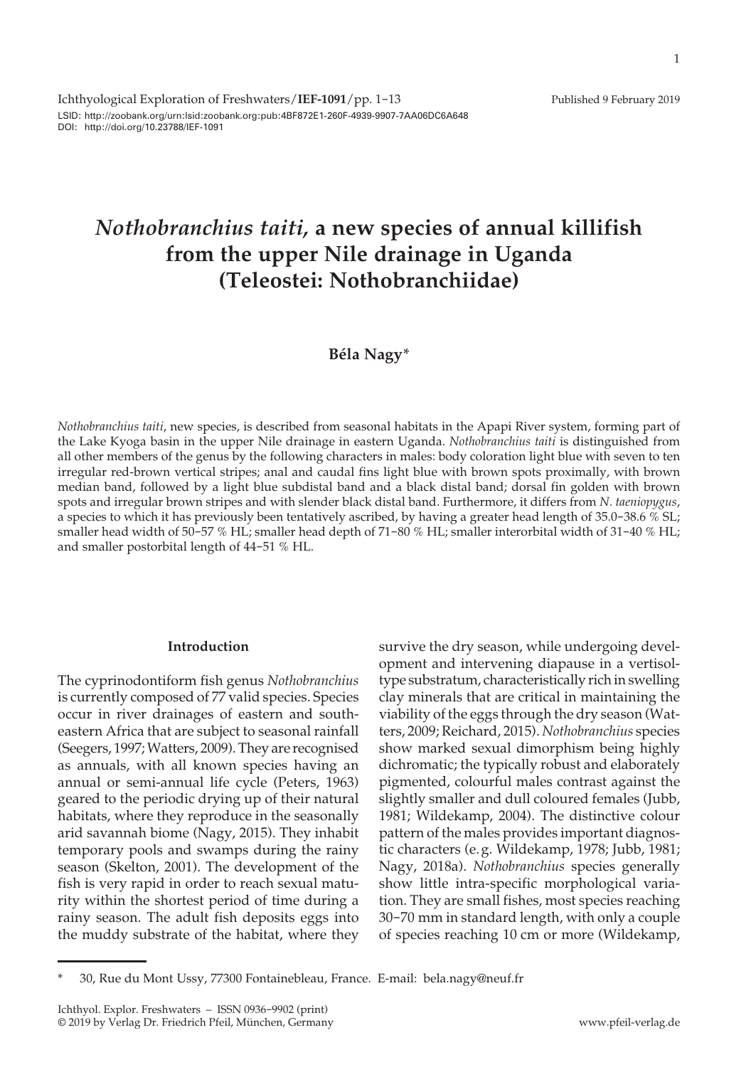LSID: http://zoobank.org/urn:lsid:zoobank.org:pub:4BF872E1-260F-4939-9907-7AA06DC6A648
DOI: http://doi.org/10.23788/IEF-1091

Published 9 February 2019

# *Nothobranchius taiti*, a new species of annual killifish from the upper Nile drainage in Uganda (Teleostei: Nothobranchiidae)

**Béla Nagy***

*Nothobranchius taiti*, new species, is described from seasonal habitats in the Apapi River system, forming part of the Lake Kyoga basin in the upper Nile drainage in eastern Uganda. *Nothobranchius taiti* is distinguished from all other members of the genus by the following characters in males: body coloration light blue with seven to ten irregular red-brown vertical stripes; anal and caudal fins light blue with brown spots proximally, with brown median band, followed by a light blue subdistal band and a black distal band; dorsal fin golden with brown spots and irregular brown stripes and with slender black distal band. Furthermore, it differs from *N. taeniopygus*, a species to which it has previously been tentatively ascribed, by having a greater head length of 35.0–38.6 % SL; smaller head width of 50–57 % HL; smaller head depth of 71–80 % HL; smaller interorbital width of 31–40 % HL; and smaller postorbital length of 44–51 % HL.

## Introduction

The cyprinodontiform fish genus *Nothobranchius* is currently composed of 77 valid species. Species occur in river drainages of eastern and south-eastern Africa that are subject to seasonal rainfall (Seegers, 1997; Watters, 2009). They are recognised as annuals, with all known species having an annual or semi-annual life cycle (Peters, 1963) geared to the periodic drying up of their natural habitats, where they reproduce in the seasonally arid savannah biome (Nagy, 2015). They inhabit temporary pools and swamps during the rainy season (Skelton, 2001). The development of the fish is very rapid in order to reach sexual maturity within the shortest period of time during a rainy season. The adult fish deposits eggs into the muddy substrate of the habitat, where they survive the dry season, while undergoing development and intervening diapause in a vertisol-type substratum, characteristically rich in swelling clay minerals that are critical in maintaining the viability of the eggs through the dry season (Watters, 2009; Reichard, 2015). *Nothobranchius* species show marked sexual dimorphism being highly dichromatic; the typically robust and elaborately pigmented, colourful males contrast against the slightly smaller and dull coloured females (Jubb, 1981; Wildekamp, 2004). The distinctive colour pattern of the males provides important diagnostic characters (e.g. Wildekamp, 1978; Jubb, 1981; Nagy, 2018a). *Nothobranchius* species generally show little intra-specific morphological variation. They are small fishes, most species reaching 30–70 mm in standard length, with only a couple of species reaching 10 cm or more (Wildekamp,

\* 30, Rue du Mont Ussy, 77300 Fontainebleau, France. E-mail: bela.nagy@neuf.fr

Ichthyol. Explor. Freshwaters – ISSN 0936-9902 (print)
© 2019 by Verlag Dr. Friedrich Pfeil, München, Germany

www.pfeil-verlag.de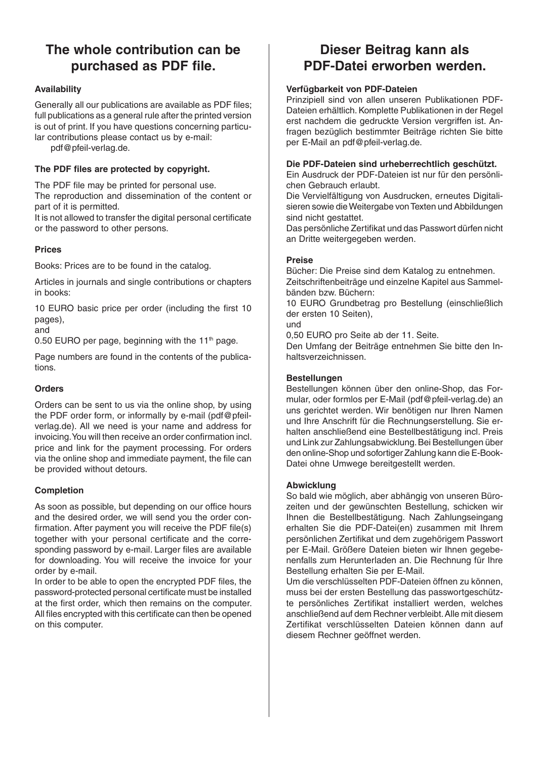## The whole contribution can be purchased as PDF file.

### Availability

Generally all our publications are available as PDF files; full publications as a general rule after the printed version is out of print. If you have questions concerning particular contributions please contact us by e-mail:
pdf@pfeil-verlag.de.

### The PDF files are protected by copyright.

The PDF file may be printed for personal use.
The reproduction and dissemination of the content or part of it is permitted.
It is not allowed to transfer the digital personal certificate or the password to other persons.

### Prices

Books: Prices are to be found in the catalog.

Articles in journals and single contributions or chapters in books:

10 EURO basic price per order (including the first 10 pages),
and
0.50 EURO per page, beginning with the 11th page.

Page numbers are found in the contents of the publications.

### Orders

Orders can be sent to us via the online shop, by using the PDF order form, or informally by e-mail (pdf@pfeil-verlag.de). All we need is your name and address for invoicing. You will then receive an order confirmation incl. price and link for the payment processing. For orders via the online shop and immediate payment, the file can be provided without detours.

### Completion

As soon as possible, but depending on our office hours and the desired order, we will send you the order confirmation. After payment you will receive the PDF file(s) together with your personal certificate and the corresponding password by e-mail. Larger files are available for downloading. You will receive the invoice for your order by e-mail.
In order to be able to open the encrypted PDF files, the password-protected personal certificate must be installed at the first order, which then remains on the computer. All files encrypted with this certificate can then be opened on this computer.

## Dieser Beitrag kann als PDF-Datei erworben werden.

### Verfügbarkeit von PDF-Dateien

Prinzipiell sind von allen unseren Publikationen PDF-Dateien erhältlich. Komplette Publikationen in der Regel erst nachdem die gedruckte Version vergriffen ist. Anfragen bezüglich bestimmter Beiträge richten Sie bitte per E-Mail an pdf@pfeil-verlag.de.

### Die PDF-Dateien sind urheberrechtlich geschützt.

Ein Ausdruck der PDF-Dateien ist nur für den persönlichen Gebrauch erlaubt.
Die Vervielfältigung von Ausdrucken, erneutes Digitalisieren sowie die Weitergabe von Texten und Abbildungen sind nicht gestattet.
Das persönliche Zertifikat und das Passwort dürfen nicht an Dritte weitergegeben werden.

### Preise

Bücher: Die Preise sind dem Katalog zu entnehmen.
Zeitschriftenbeiträge und einzelne Kapitel aus Sammelbänden bzw. Büchern:
10 EURO Grundbetrag pro Bestellung (einschließlich der ersten 10 Seiten),
und
0,50 EURO pro Seite ab der 11. Seite.
Den Umfang der Beiträge entnehmen Sie bitte den Inhaltsverzeichnissen.

### Bestellungen

Bestellungen können über den online-Shop, das Formular, oder formlos per E-Mail (pdf@pfeil-verlag.de) an uns gerichtet werden. Wir benötigen nur Ihren Namen und Ihre Anschrift für die Rechnungserstellung. Sie erhalten anschließend eine Bestellbestätigung incl. Preis und Link zur Zahlungsabwicklung. Bei Bestellungen über den online-Shop und sofortiger Zahlung kann die E-Book-Datei ohne Umwege bereitgestellt werden.

### Abwicklung

So bald wie möglich, aber abhängig von unseren Bürozeiten und der gewünschten Bestellung, schicken wir Ihnen die Bestellbestätigung. Nach Zahlungseingang erhalten Sie die PDF-Datei(en) zusammen mit Ihrem persönlichen Zertifikat und dem zugehörigem Passwort per E-Mail. Größere Dateien bieten wir Ihnen gegebenenfalls zum Herunterladen an. Die Rechnung für Ihre Bestellung erhalten Sie per E-Mail.
Um die verschlüsselten PDF-Dateien öffnen zu können, muss bei der ersten Bestellung das passwortgeschützte persönliche Zertifikat installiert werden, welches anschließend auf dem Rechner verbleibt. Alle mit diesem Zertifikat verschlüsselten Dateien können dann auf diesem Rechner geöffnet werden.